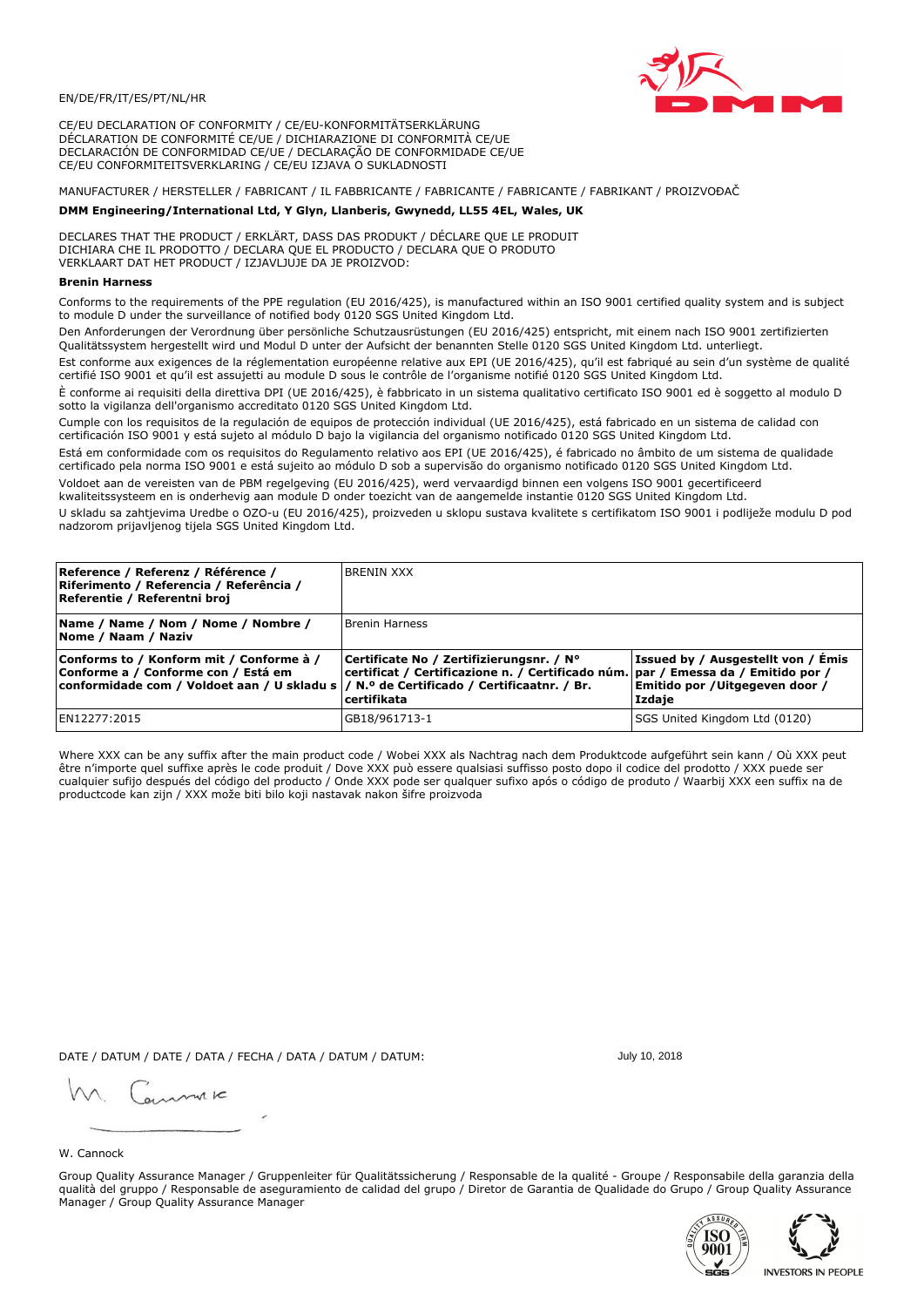EN/DE/FR/IT/ES/PT/NL/HR

CE/EU DECLARATION OF CONFORMITY / CE/EU-KONFORMITÄTSERKLÄRUNG
DÉCLARATION DE CONFORMITÉ CE/UE / DICHIARAZIONE DI CONFORMITÀ CE/UE
DECLARACIÓN DE CONFORMIDAD CE/UE / DECLARAÇÃO DE CONFORMIDADE CE/UE
CE/EU CONFORMITEITSVERKLARING / CE/EU IZJAVA O SUKLADNOSTI

MANUFACTURER / HERSTELLER / FABRICANT / IL FABBRICANTE / FABRICANTE / FABRICANTE / FABRIKANT / PROIZVOĐAČ

**DMM Engineering/International Ltd, Y Glyn, Llanberis, Gwynedd, LL55 4EL, Wales, UK**

DECLARES THAT THE PRODUCT / ERKLÄRT, DASS DAS PRODUKT / DÉCLARE QUE LE PRODUIT
DICHIARA CHE IL PRODOTTO / DECLARA QUE EL PRODUCTO / DECLARA QUE O PRODUTO
VERKLAART DAT HET PRODUCT / IZJAVLJUJE DA JE PROIZVOD:

**Brenin Harness**

Conforms to the requirements of the PPE regulation (EU 2016/425), is manufactured within an ISO 9001 certified quality system and is subject to module D under the surveillance of notified body 0120 SGS United Kingdom Ltd.

Den Anforderungen der Verordnung über persönliche Schutzausrüstungen (EU 2016/425) entspricht, mit einem nach ISO 9001 zertifizierten Qualitätssystem hergestellt wird und Modul D unter der Aufsicht der benannten Stelle 0120 SGS United Kingdom Ltd. unterliegt.

Est conforme aux exigences de la réglementation européenne relative aux EPI (UE 2016/425), qu'il est fabriqué au sein d'un système de qualité certifié ISO 9001 et qu'il est assujetti au module D sous le contrôle de l'organisme notifié 0120 SGS United Kingdom Ltd.

È conforme ai requisiti della direttiva DPI (UE 2016/425), è fabbricato in un sistema qualitativo certificato ISO 9001 ed è soggetto al modulo D sotto la vigilanza dell'organismo accreditato 0120 SGS United Kingdom Ltd.

Cumple con los requisitos de la regulación de equipos de protección individual (UE 2016/425), está fabricado en un sistema de calidad con certificación ISO 9001 y está sujeto al módulo D bajo la vigilancia del organismo notificado 0120 SGS United Kingdom Ltd.

Está em conformidade com os requisitos do Regulamento relativo aos EPI (UE 2016/425), é fabricado no âmbito de um sistema de qualidade certificado pela norma ISO 9001 e está sujeito ao módulo D sob a supervisão do organismo notificado 0120 SGS United Kingdom Ltd.

Voldoet aan de vereisten van de PBM regelgeving (EU 2016/425), werd vervaardigd binnen een volgens ISO 9001 gecertificeerd kwaliteitssysteem en is onderhevig aan module D onder toezicht van de aangemelde instantie 0120 SGS United Kingdom Ltd.

U skladu sa zahtjevima Uredbe o OZO-u (EU 2016/425), proizveden u sklopu sustava kvalitete s certifikatom ISO 9001 i podliježe modulu D pod nadzorom prijavljenog tijela SGS United Kingdom Ltd.

| **Reference / Referenz / Référence / Riferimento / Referencia / Referência / Referentie / Referentni broj** | BRENIN XXX | |
|---|---|---|
| **Name / Name / Nom / Nome / Nombre / Nome / Naam / Naziv** | Brenin Harness | |
| **Conforms to / Konform mit / Conforme à / Conforme a / Conforme con / Está em conformidade com / Voldoet aan / U skladu s** | **Certificate No / Zertifizierungsnr. / N° certificat / Certificazione n. / Certificado núm. / N.º de Certificado / Certificaatnr. / Br. certifikata** | **Issued by / Ausgestellt von / Émis par / Emessa da / Emitido por / Emitido por / Uitgegeven door / Izdaje** |
| EN12277:2015 | GB18/961713-1 | SGS United Kingdom Ltd (0120) |

Where XXX can be any suffix after the main product code / Wobei XXX als Nachtrag nach dem Produktcode aufgeführt sein kann / Où XXX peut être n'importe quel suffixe après le code produit / Dove XXX può essere qualsiasi suffisso posto dopo il codice del prodotto / XXX puede ser cualquier sufijo después del código del producto / Onde XXX pode ser qualquer sufixo após o código de produto / Waarbij XXX een suffix na de productcode kan zijn / XXX može biti bilo koji nastavak nakon šifre proizvoda

DATE / DATUM / DATE / DATA / FECHA / DATA / DATUM / DATUM: July 10, 2018

W. Cannock

Group Quality Assurance Manager / Gruppenleiter für Qualitätssicherung / Responsable de la qualité - Groupe / Responsabile della garanzia della qualità del gruppo / Responsable de aseguramiento de calidad del grupo / Diretor de Garantia de Qualidade do Grupo / Group Quality Assurance Manager / Group Quality Assurance Manager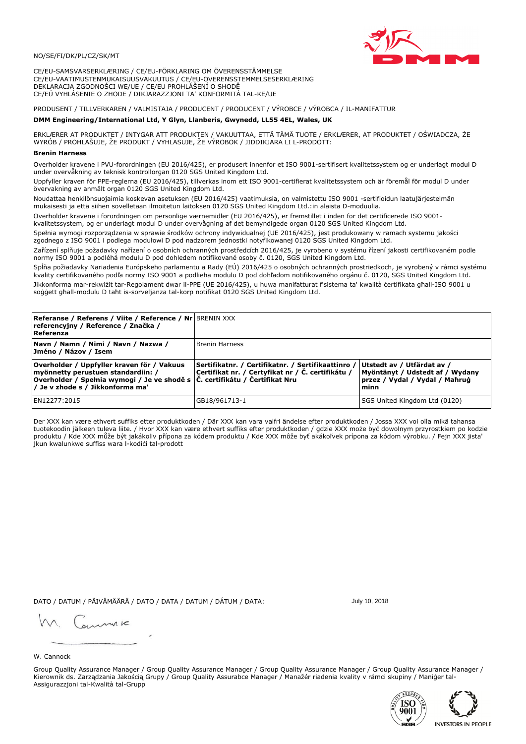NO/SE/FI/DK/PL/CZ/SK/MT

CE/EU-SAMSVARSERKLÆRING / CE/EU-FÖRKLARING OM ÖVERENSSTÄMMELSE
CE/EU-VAATIMUSTENMUKAISUUSVAKUUTUS / CE/EU-OVERENSSTEMMELSESERKLÆRING
DEKLARACJA ZGODNOŚCI WE/UE / CE/EU PROHLÁŠENÍ O SHODĚ
CE/EÚ VYHLÁSENIE O ZHODE / DIKJARAZZJONI TA' KONFORMITÀ TAL-KE/UE

PRODUSENT / TILLVERKAREN / VALMISTAJA / PRODUCENT / PRODUCENT / VÝROBCE / VÝROBCA / IL-MANIFATTUR

**DMM Engineering/International Ltd, Y Glyn, Llanberis, Gwynedd, LL55 4EL, Wales, UK**

ERKLÆRER AT PRODUKTET / INTYGAR ATT PRODUKTEN / VAKUUTTAA, ETTÄ TÄMÄ TUOTE / ERKLÆRER, AT PRODUKTET / OŚWIADCZA, ŻE WYRÓB / PROHLAŠUJE, ŽE PRODUKT / VYHLASUJE, ŽE VÝROBOK / JIDDIKJARA LI L-PRODOTT:

**Brenin Harness**

Overholder kravene i PVU-forordningen (EU 2016/425), er produsert innenfor et ISO 9001-sertifisert kvalitetssystem og er underlagt modul D under overvåkning av teknisk kontrollorgan 0120 SGS United Kingdom Ltd.

Uppfyller kraven för PPE-reglerna (EU 2016/425), tillverkas inom ett ISO 9001-certifierat kvalitetssystem och är föremål för modul D under övervakning av anmält organ 0120 SGS United Kingdom Ltd.

Noudattaa henkilönsuojaimia koskevan asetuksen (EU 2016/425) vaatimuksia, on valmistettu ISO 9001 -sertifioidun laatujärjestelmän mukaisesti ja että siihen sovelletaan ilmoitetun laitoksen 0120 SGS United Kingdom Ltd.:in alaista D-moduulia.

Overholder kravene i forordningen om personlige værnemidler (EU 2016/425), er fremstillet i inden for det certificerede ISO 9001-kvalitetssystem, og er underlagt modul D under overvågning af det bemyndigede organ 0120 SGS United Kingdom Ltd.

Spełnia wymogi rozporządzenia w sprawie środków ochrony indywidualnej (UE 2016/425), jest produkowany w ramach systemu jakości zgodnego z ISO 9001 i podlega modułowi D pod nadzorem jednostki notyfikowanej 0120 SGS United Kingdom Ltd.

Zařízení splňuje požadavky nařízení o osobních ochranných prostředcích 2016/425, je vyrobeno v systému řízení jakosti certifikovaném podle normy ISO 9001 a podléhá modulu D pod dohledem notifikované osoby č. 0120, SGS United Kingdom Ltd.

Spĺňa požiadavky Nariadenia Európskeho parlamentu a Rady (EÚ) 2016/425 o osobných ochranných prostriedkoch, je vyrobený v rámci systému kvality certifikovaného podľa normy ISO 9001 a podlieha modulu D pod dohľadom notifikovaného orgánu č. 0120, SGS United Kingdom Ltd.

Jikkonforma mar-rekwiżit tar-Regolament dwar il-PPE (UE 2016/425), u huwa manifatturat f'sistema ta' kwalità ċertifikata għall-ISO 9001 u soġġett għall-modulu D taħt is-sorveljanza tal-korp notifikat 0120 SGS United Kingdom Ltd.

| **Referanse / Referens / Viite / Reference / Nr referencyjny / Reference / Značka / Referenza** | BRENIN XXX | |
|---|---|---|
| **Navn / Namn / Nimi / Navn / Nazwa / Jméno / Názov / Isem** | Brenin Harness | |
| **Overholder / Uppfyller kraven för / Vakuus myönnetty perustuen standardiin: / Overholder / Spełnia wymogi / Je ve shodě s / Je v zhode s / Jikkonforma ma'** | **Sertifikatnr. / Certifikatnr. / Sertifikaattinro / Certifikat nr. / Certyfikat nr / Č. certifikátu / Č. certifikátu / Ċertifikat Nru** | **Utstedt av / Utfärdat av / Myöntänyt / Udstedt af / Wydany przez / Vydal / Vydal / Maħruġ minn** |
| EN12277:2015 | GB18/961713-1 | SGS United Kingdom Ltd (0120) |

Der XXX kan være ethvert suffiks etter produktkoden / Där XXX kan vara valfri ändelse efter produktkoden / Jossa XXX voi olla mikä tahansa tuotekoodin jälkeen tuleva liite. / Hvor XXX kan være ethvert suffiks efter produktkoden / gdzie XXX może być dowolnym przyrostkiem po kodzie produktu / Kde XXX může být jakákoliv přípona za kódem produktu / Kde XXX môže byť akákoľvek prípona za kódom výrobku. / Fejn XXX jista' jkun kwalunkwe suffiss wara l-kodiċi tal-prodott

DATO / DATUM / PÄIVÄMÄÄRÄ / DATO / DATA / DATUM / DÁTUM / DATA: July 10, 2018

W. Cannock

Group Quality Assurance Manager / Group Quality Assurance Manager / Group Quality Assurance Manager / Group Quality Assurance Manager / Kierownik ds. Zarządzania Jakością Grupy / Group Quality Assurabce Manager / Manažér riadenia kvality v rámci skupiny / Maniġer tal-Assigurazzjoni tal-Kwalità tal-Grupp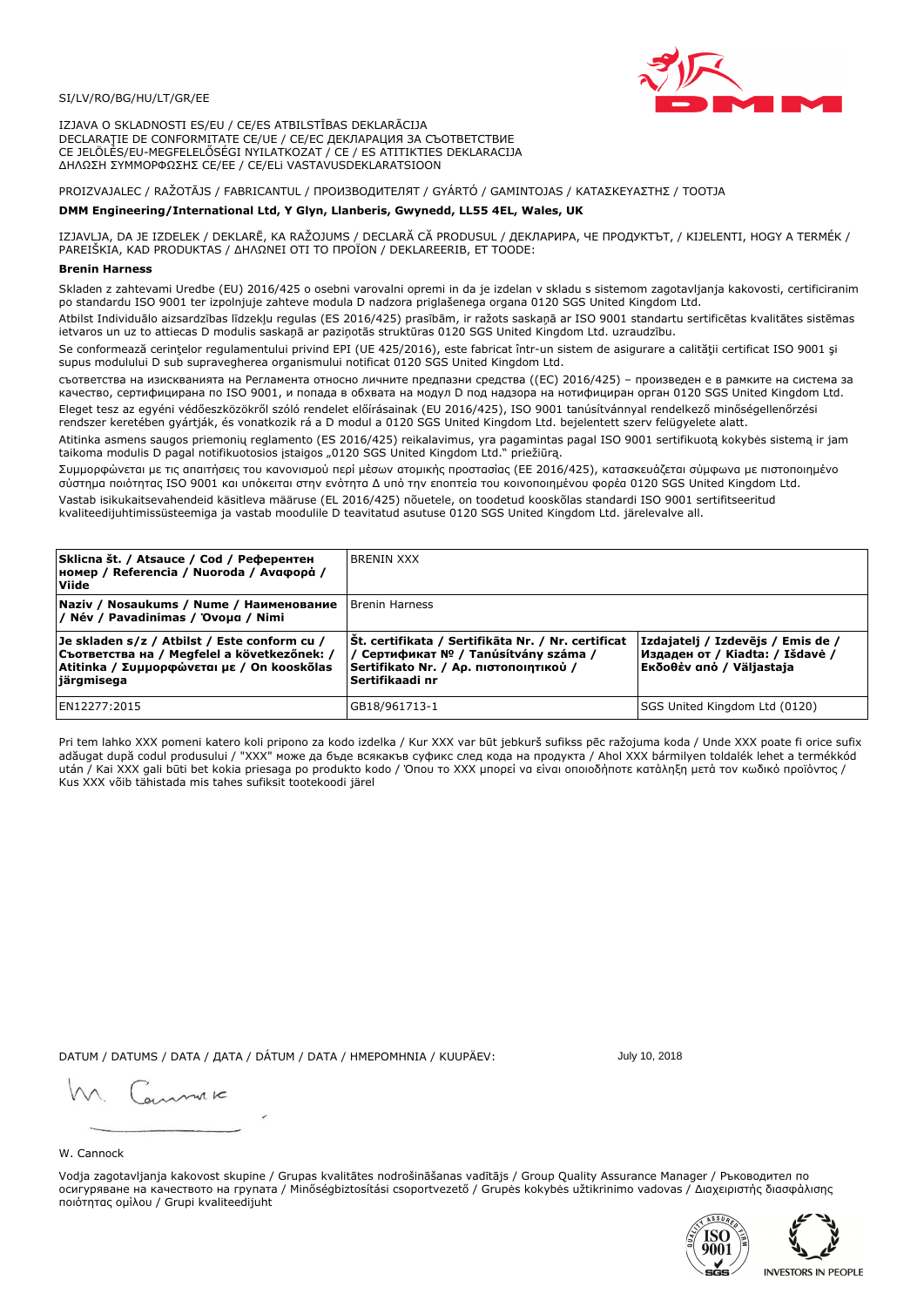SI/LV/RO/BG/HU/LT/GR/EE

IZJAVA O SKLADNOSTI ES/EU / CE/ES ATBILSTĪBAS DEKLARĀCIJA
DECLARAȚIE DE CONFORMITATE CE/UE / CE/ЕС ДЕКЛАРАЦИЯ ЗА СЪОТВЕТСТВИЕ
CE JELÖLÉS/EU-MEGFELELŐSÉGI NYILATKOZAT / CE / ES ATITIKTIES DEKLARACIJA
ΔΗΛΩΣΗ ΣΥΜΜΟΡΦΩΣΗΣ CE/EE / CE/ELi VASTAVUSDEKLARATSIOON

PROIZVAJALEC / RAŽOTĀJS / FABRICANTUL / ПРОИЗВОДИТЕЛЯТ / GYÁRTÓ / GAMINTOJAS / ΚΑΤΑΣΚΕΥΑΣΤΗΣ / TOOTJA

**DMM Engineering/International Ltd, Y Glyn, Llanberis, Gwynedd, LL55 4EL, Wales, UK**

IZJAVLJA, DA JE IZDELEK / DEKLARĒ, KA RAŽOJUMS / DECLARĂ CĂ PRODUSUL / ДЕКЛАРИРА, ЧЕ ПРОДУКТЪТ, / KIJELENTI, HOGY A TERMÉK / PAREIŠKIA, KAD PRODUKTAS / ΔΗΛΩΝΕΙ ΟΤΙ ΤΟ ΠΡΟΪΟΝ / DEKLAREERIB, ET TOODE:

**Brenin Harness**

Skladen z zahtevami Uredbe (EU) 2016/425 o osebni varovalni opremi in da je izdelan v skladu s sistemom zagotavljanja kakovosti, certificiranim po standardu ISO 9001 ter izpolnjuje zahteve modula D nadzora priglašenega organa 0120 SGS United Kingdom Ltd.

Atbilst Individuālo aizsardzības līdzekļu regulas (ES 2016/425) prasībām, ir ražots saskaņā ar ISO 9001 standartu sertificētas kvalitātes sistēmas ietvaros un uz to attiecas D modulis saskaņā ar paziņotās struktūras 0120 SGS United Kingdom Ltd. uzraudzību.

Se conformează cerințelor regulamentului privind EPI (UE 425/2016), este fabricat într-un sistem de asigurare a calității certificat ISO 9001 și supus modulului D sub supravegherea organismului notificat 0120 SGS United Kingdom Ltd.

съответства на изискванията на Регламента относно личните предпазни средства ((EC) 2016/425) – произведен е в рамките на системата за качество, сертифицирана по ISO 9001, и попада в обхвата на модул D под надзора на нотифициран орган 0120 SGS United Kingdom Ltd.

Eleget tesz az egyéni védőeszközökről szóló rendelet előírásainak (EU 2016/425), ISO 9001 tanúsítvánnyal rendelkező minőségellenőrzési rendszer keretében gyártják, és vonatkozik rá a D modul a 0120 SGS United Kingdom Ltd. bejelentett szerv felügyelete alatt.

Atitinka asmens saugos priemonių reglamento (ES 2016/425) reikalavimus, yra pagamintas pagal ISO 9001 sertifikuotą kokybės sistemą ir jam taikoma modulis D pagal notifikuotosios įstaigos „0120 SGS United Kingdom Ltd." priežiūrą.

Συμμορφώνεται με τις απαιτήσεις του κανονισμού περί μέσων ατομικής προστασίας (ΕΕ 2016/425), κατασκευάζεται σύμφωνα με πιστοποιημένο σύστημα ποιότητας ISO 9001 και υπόκειται στην ενότητα Δ υπό την εποπτεία του κοινοποιημένου φορέα 0120 SGS United Kingdom Ltd.

Vastab isikukaitsevahendeid käsitleva määruse (EL 2016/425) nõuetele, on toodetud kooskõlas standardi ISO 9001 sertifitseeritud kvaliteedijuhtimissüsteemiga ja vastab moodulile D teavitatud asutuse 0120 SGS United Kingdom Ltd. järelevalve all.

| | | |
|---|---|---|
| **Sklicna št. / Atsauce / Cod / Референтен номер / Referencia / Nuoroda / Αναφορά / Viide** | BRENIN XXX | |
| **Naziv / Nosaukums / Nume / Наименование / Név / Pavadinimas / Όνομα / Nimi** | Brenin Harness | |
| **Je skladen s/z / Atbilst / Este conform cu / Съответства на / Megfelel a következőnek: / Atitinka / Συμμορφώνεται με / On kooskõlas järgmisega** | **Št. certifikata / Sertifikāta Nr. / Nr. certificat / Сертификат № / Tanúsítvány száma / Sertifikato Nr. / Αρ. πιστοποιητικού / Sertifikaadi nr** | **Izdajatelj / Izdevējs / Emis de / Издаден от / Kiadta: / Išdavė / Εκδοθέν από / Väljastaja** |
| EN12277:2015 | GB18/961713-1 | SGS United Kingdom Ltd (0120) |

Pri tem lahko XXX pomeni katero koli pripono za kodo izdelka / Kur XXX var būt jebkurš sufikss pēc ražojuma koda / Unde XXX poate fi orice sufix adăugat după codul produsului / "XXX" може да бъде всякакъв суфикс след кода на продукта / Ahol XXX bármilyen toldalék lehet a termékkód után / Kai XXX gali būti bet kokia priesaga po produkto kodo / Όπου το XXX μπορεί να είναι οποιοδήποτε κατάληξη μετά τον κωδικό προϊόντος / Kus XXX võib tähistada mis tahes sufiksit tootekoodi järel

DATUM / DATUMS / DATA / ДАТА / DÁTUM / DATA / ΗΜΕΡΟΜΗΝΙΑ / KUUPÄEV: July 10, 2018

W. Cannock

Vodja zagotavljanja kakovost skupine / Grupas kvalitātes nodrošināšanas vadītājs / Group Quality Assurance Manager / Ръководител по осигуряване на качеството на групата / Minőségbiztosítási csoportvezető / Grupės kokybės užtikrinimo vadovas / Διαχειριστής διασφάλισης ποιότητας ομίλου / Grupi kvaliteedijuht